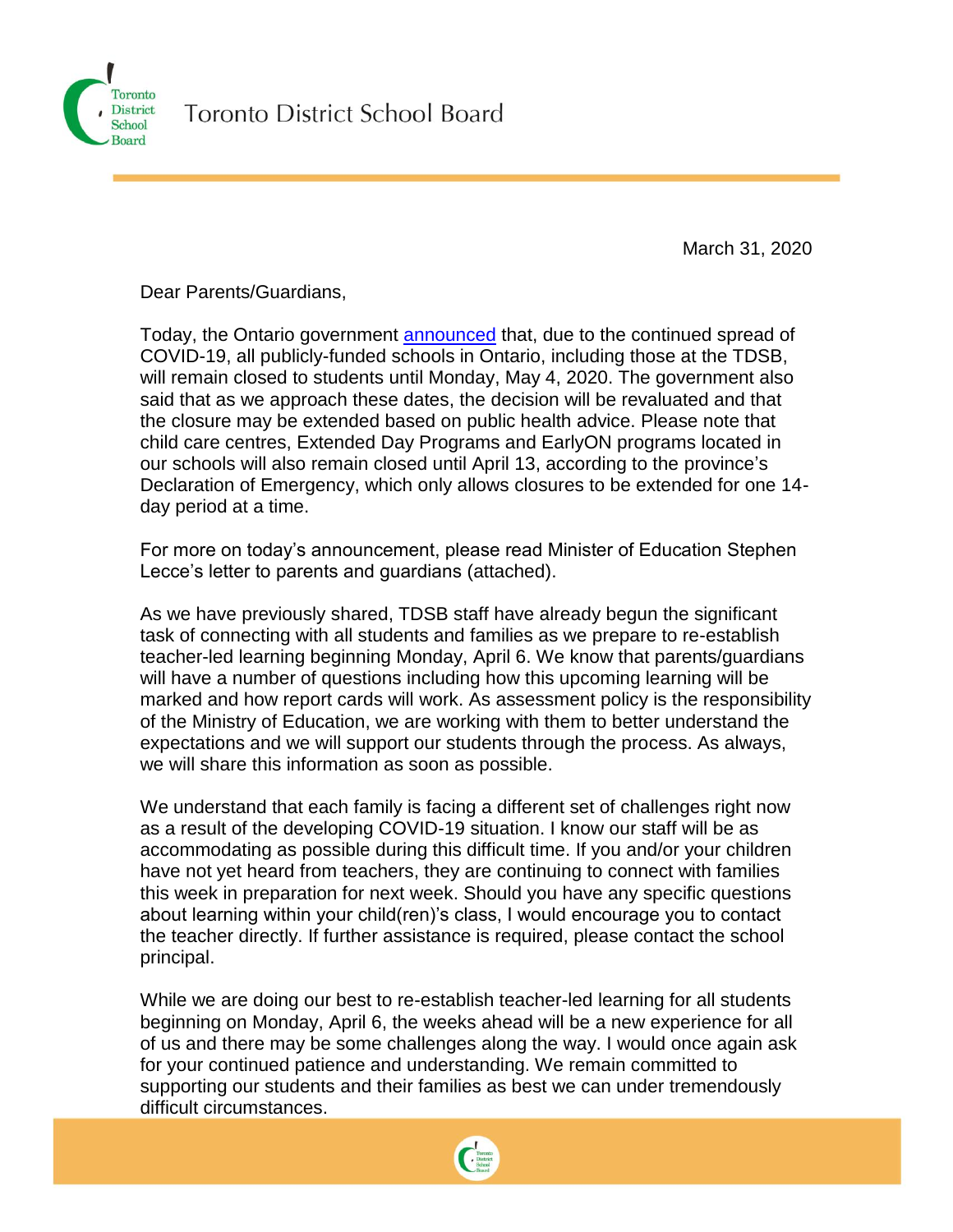Toronto District School Board

March 31, 2020

Dear Parents/Guardians,

Today, the Ontario government announced that, due to the continued spread of COVID-19, all publicly-funded schools in Ontario, including those at the TDSB, will remain closed to students until Monday, May 4, 2020. The government also said that as we approach these dates, the decision will be revaluated and that the closure may be extended based on public health advice. Please note that child care centres, Extended Day Programs and EarlyON programs located in our schools will also remain closed until April 13, according to the province's Declaration of Emergency, which only allows closures to be extended for one 14-day period at a time.

For more on today's announcement, please read Minister of Education Stephen Lecce's letter to parents and guardians (attached).

As we have previously shared, TDSB staff have already begun the significant task of connecting with all students and families as we prepare to re-establish teacher-led learning beginning Monday, April 6. We know that parents/guardians will have a number of questions including how this upcoming learning will be marked and how report cards will work. As assessment policy is the responsibility of the Ministry of Education, we are working with them to better understand the expectations and we will support our students through the process. As always, we will share this information as soon as possible.

We understand that each family is facing a different set of challenges right now as a result of the developing COVID-19 situation. I know our staff will be as accommodating as possible during this difficult time. If you and/or your children have not yet heard from teachers, they are continuing to connect with families this week in preparation for next week. Should you have any specific questions about learning within your child(ren)'s class, I would encourage you to contact the teacher directly. If further assistance is required, please contact the school principal.

While we are doing our best to re-establish teacher-led learning for all students beginning on Monday, April 6, the weeks ahead will be a new experience for all of us and there may be some challenges along the way. I would once again ask for your continued patience and understanding. We remain committed to supporting our students and their families as best we can under tremendously difficult circumstances.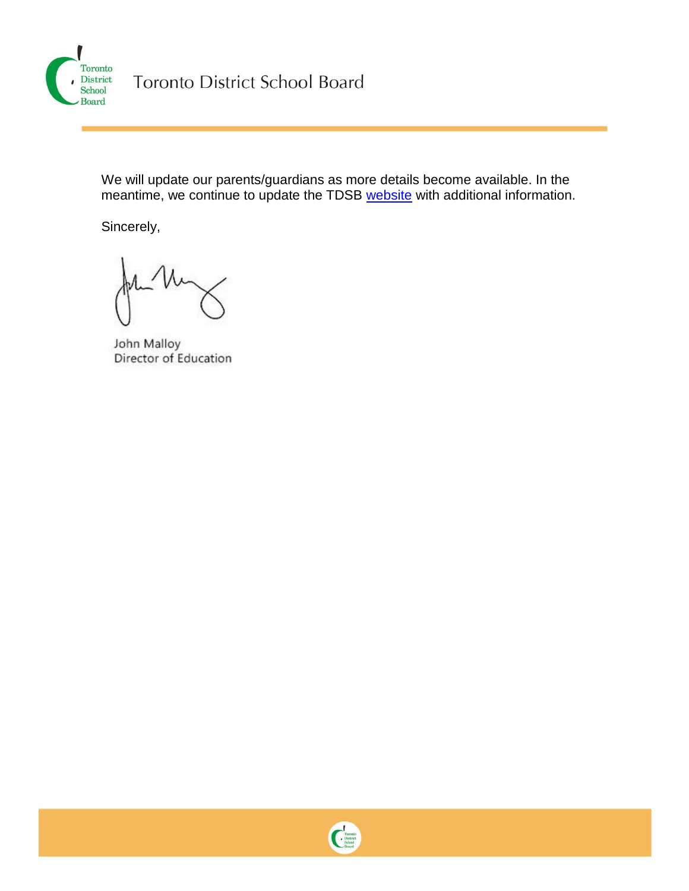We will update our parents/guardians as more details become available. In the meantime, we continue to update the TDSB website with additional information.

Sincerely,

John Malloy
Director of Education